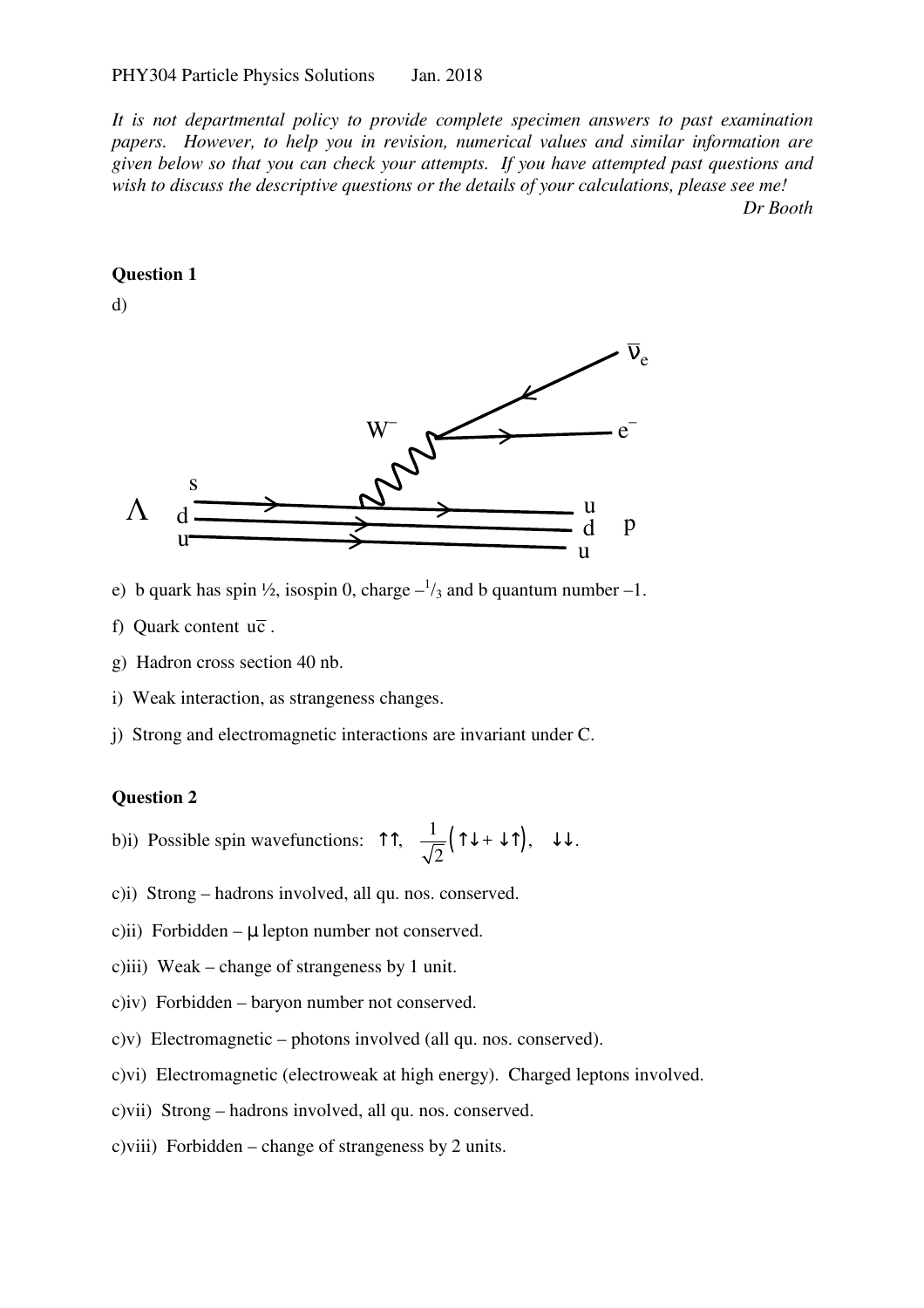PHY304 Particle Physics Solutions        Jan. 2018

*It is not departmental policy to provide complete specimen answers to past examination papers. However, to help you in revision, numerical values and similar information are given below so that you can check your attempts. If you have attempted past questions and wish to discuss the descriptive questions or the details of your calculations, please see me!*

*Dr Booth*

**Question 1**

d)

e) b quark has spin ½, isospin 0, charge $-^1/_3$ and b quantum number –1.

f) Quark content $u\bar{c}$ .

g) Hadron cross section 40 nb.

i) Weak interaction, as strangeness changes.

j) Strong and electromagnetic interactions are invariant under C.

**Question 2**

b)i) Possible spin wavefunctions: $\uparrow\uparrow$, $\frac{1}{\sqrt{2}}\left(\uparrow\downarrow + \downarrow\uparrow\right)$, $\downarrow\downarrow$.

c)i) Strong – hadrons involved, all qu. nos. conserved.

c)ii) Forbidden – $\mu$ lepton number not conserved.

c)iii) Weak – change of strangeness by 1 unit.

c)iv) Forbidden – baryon number not conserved.

c)v) Electromagnetic – photons involved (all qu. nos. conserved).

c)vi) Electromagnetic (electroweak at high energy). Charged leptons involved.

c)vii) Strong – hadrons involved, all qu. nos. conserved.

c)viii) Forbidden – change of strangeness by 2 units.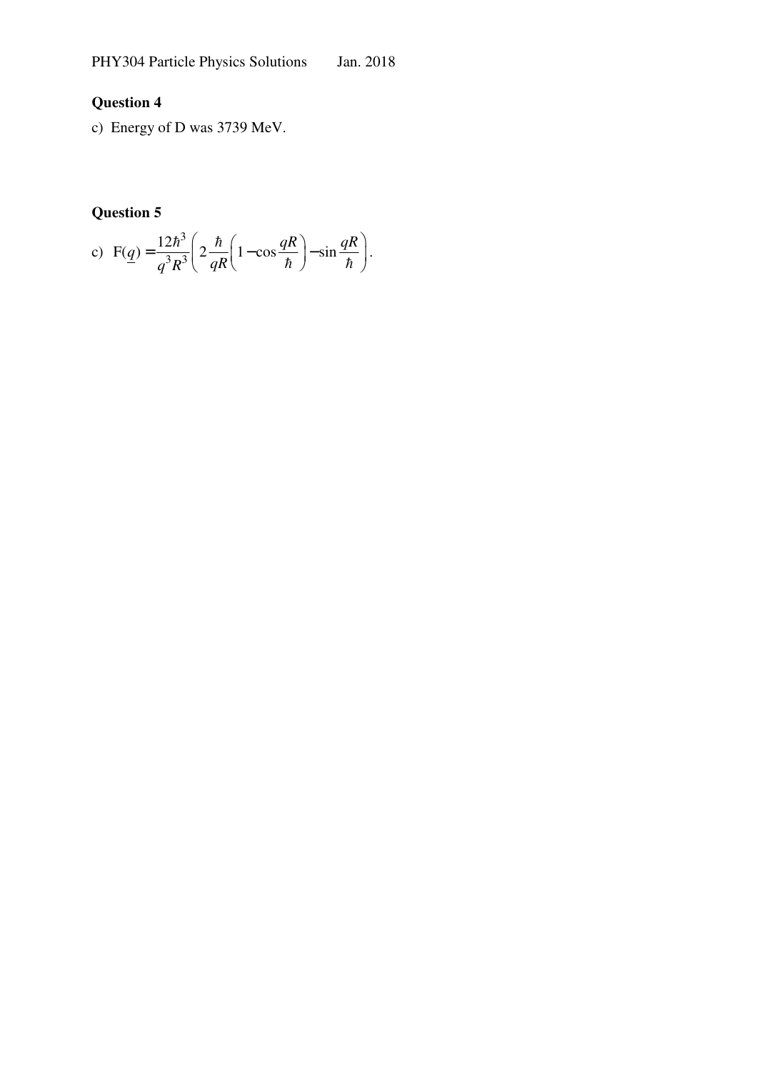PHY304 Particle Physics Solutions  Jan. 2018

**Question 4**

c) Energy of D was 3739 MeV.

**Question 5**

c) $F(\underline{q}) = \dfrac{12\hbar^3}{q^3R^3}\left(2\dfrac{\hbar}{qR}\left(1-\cos\dfrac{qR}{\hbar}\right)-\sin\dfrac{qR}{\hbar}\right).$